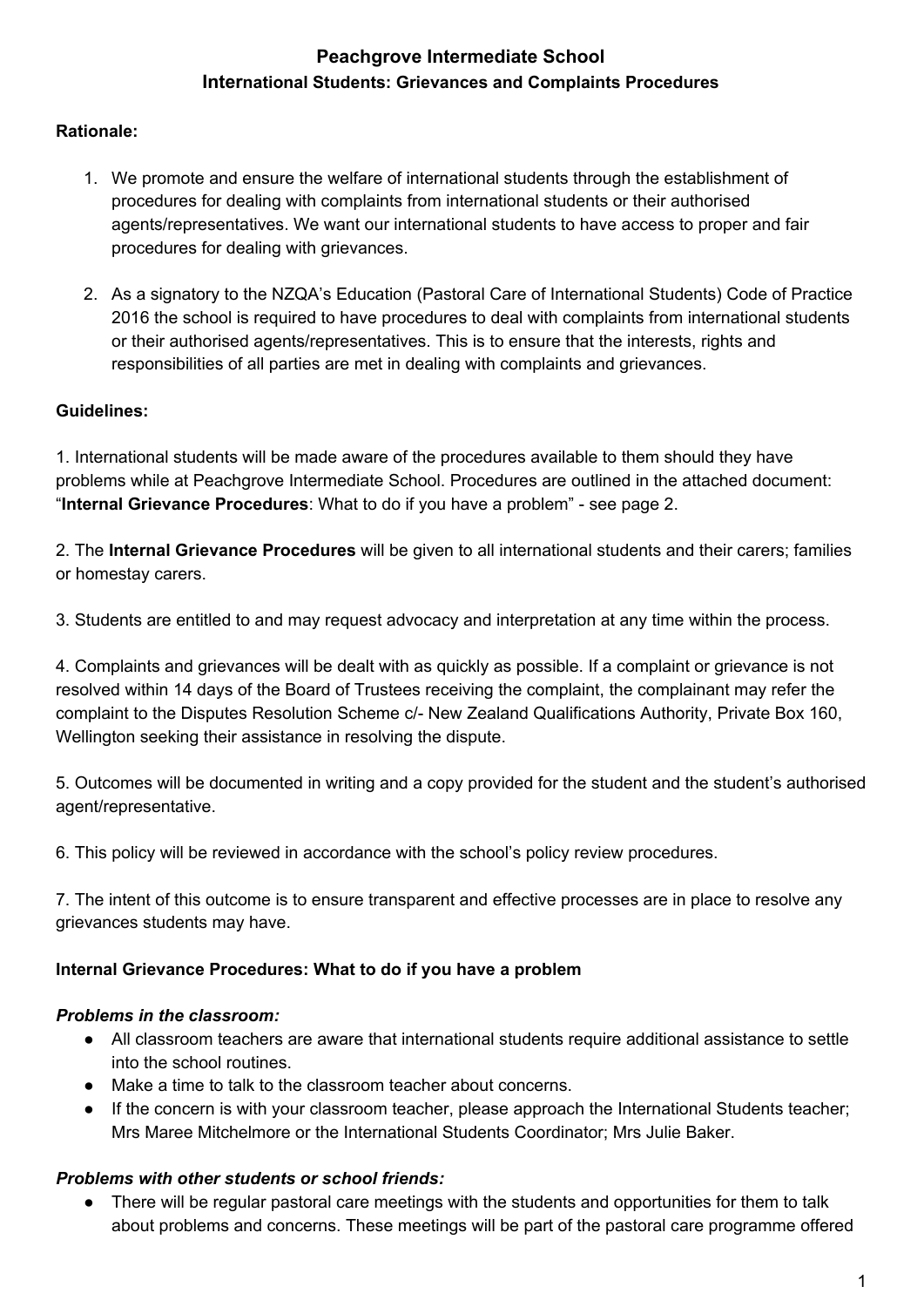# Peachgrove Intermediate School

## International Students: Grievances and Complaints Procedures

**Rationale:**

1. We promote and ensure the welfare of international students through the establishment of procedures for dealing with complaints from international students or their authorised agents/representatives. We want our international students to have access to proper and fair procedures for dealing with grievances.

2. As a signatory to the NZQA's Education (Pastoral Care of International Students) Code of Practice 2016 the school is required to have procedures to deal with complaints from international students or their authorised agents/representatives. This is to ensure that the interests, rights and responsibilities of all parties are met in dealing with complaints and grievances.

**Guidelines:**

1. International students will be made aware of the procedures available to them should they have problems while at Peachgrove Intermediate School. Procedures are outlined in the attached document: "**Internal Grievance Procedures**: What to do if you have a problem" - see page 2.

2. The **Internal Grievance Procedures** will be given to all international students and their carers; families or homestay carers.

3. Students are entitled to and may request advocacy and interpretation at any time within the process.

4. Complaints and grievances will be dealt with as quickly as possible. If a complaint or grievance is not resolved within 14 days of the Board of Trustees receiving the complaint, the complainant may refer the complaint to the Disputes Resolution Scheme c/- New Zealand Qualifications Authority, Private Box 160, Wellington seeking their assistance in resolving the dispute.

5. Outcomes will be documented in writing and a copy provided for the student and the student's authorised agent/representative.

6. This policy will be reviewed in accordance with the school's policy review procedures.

7. The intent of this outcome is to ensure transparent and effective processes are in place to resolve any grievances students may have.

**Internal Grievance Procedures: What to do if you have a problem**

***Problems in the classroom:***

- All classroom teachers are aware that international students require additional assistance to settle into the school routines.
- Make a time to talk to the classroom teacher about concerns.
- If the concern is with your classroom teacher, please approach the International Students teacher; Mrs Maree Mitchelmore or the International Students Coordinator; Mrs Julie Baker.

***Problems with other students or school friends:***

- There will be regular pastoral care meetings with the students and opportunities for them to talk about problems and concerns. These meetings will be part of the pastoral care programme offered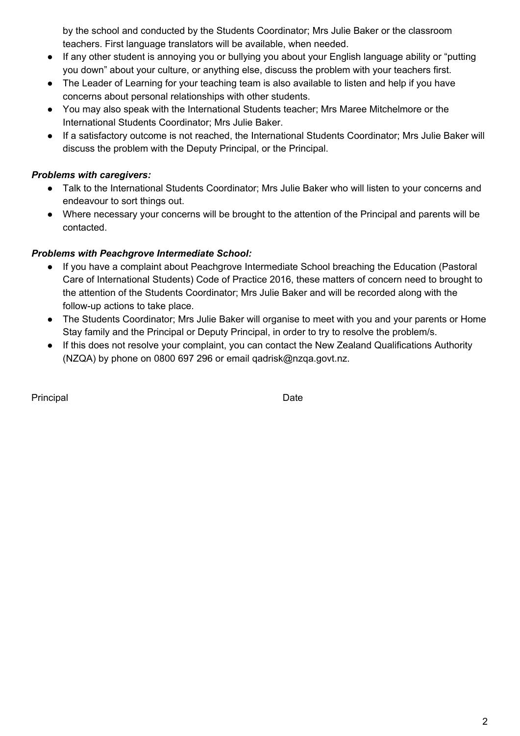by the school and conducted by the Students Coordinator; Mrs Julie Baker or the classroom teachers. First language translators will be available, when needed.

- If any other student is annoying you or bullying you about your English language ability or "putting you down" about your culture, or anything else, discuss the problem with your teachers first.
- The Leader of Learning for your teaching team is also available to listen and help if you have concerns about personal relationships with other students.
- You may also speak with the International Students teacher; Mrs Maree Mitchelmore or the International Students Coordinator; Mrs Julie Baker.
- If a satisfactory outcome is not reached, the International Students Coordinator; Mrs Julie Baker will discuss the problem with the Deputy Principal, or the Principal.

***Problems with caregivers:***

- Talk to the International Students Coordinator; Mrs Julie Baker who will listen to your concerns and endeavour to sort things out.
- Where necessary your concerns will be brought to the attention of the Principal and parents will be contacted.

***Problems with Peachgrove Intermediate School:***

- If you have a complaint about Peachgrove Intermediate School breaching the Education (Pastoral Care of International Students) Code of Practice 2016, these matters of concern need to brought to the attention of the Students Coordinator; Mrs Julie Baker and will be recorded along with the follow-up actions to take place.
- The Students Coordinator; Mrs Julie Baker will organise to meet with you and your parents or Home Stay family and the Principal or Deputy Principal, in order to try to resolve the problem/s.
- If this does not resolve your complaint, you can contact the New Zealand Qualifications Authority (NZQA) by phone on 0800 697 296 or email qadrisk@nzqa.govt.nz.

Principal Date